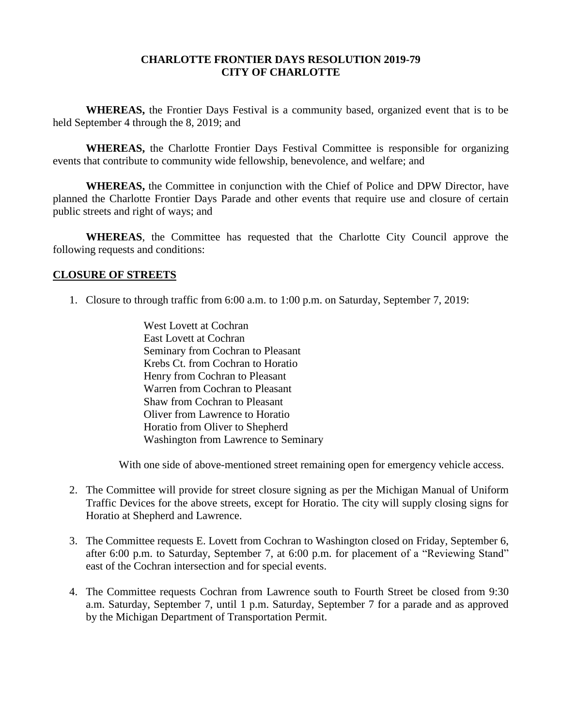**CHARLOTTE FRONTIER DAYS RESOLUTION 2019-79**
**CITY OF CHARLOTTE**

**WHEREAS,** the Frontier Days Festival is a community based, organized event that is to be held September 4 through the 8, 2019; and

**WHEREAS,** the Charlotte Frontier Days Festival Committee is responsible for organizing events that contribute to community wide fellowship, benevolence, and welfare; and

**WHEREAS,** the Committee in conjunction with the Chief of Police and DPW Director, have planned the Charlotte Frontier Days Parade and other events that require use and closure of certain public streets and right of ways; and

**WHEREAS**, the Committee has requested that the Charlotte City Council approve the following requests and conditions:

**CLOSURE OF STREETS**

1. Closure to through traffic from 6:00 a.m. to 1:00 p.m. on Saturday, September 7, 2019:

   West Lovett at Cochran
   East Lovett at Cochran
   Seminary from Cochran to Pleasant
   Krebs Ct. from Cochran to Horatio
   Henry from Cochran to Pleasant
   Warren from Cochran to Pleasant
   Shaw from Cochran to Pleasant
   Oliver from Lawrence to Horatio
   Horatio from Oliver to Shepherd
   Washington from Lawrence to Seminary

   With one side of above-mentioned street remaining open for emergency vehicle access.

2. The Committee will provide for street closure signing as per the Michigan Manual of Uniform Traffic Devices for the above streets, except for Horatio. The city will supply closing signs for Horatio at Shepherd and Lawrence.

3. The Committee requests E. Lovett from Cochran to Washington closed on Friday, September 6, after 6:00 p.m. to Saturday, September 7, at 6:00 p.m. for placement of a "Reviewing Stand" east of the Cochran intersection and for special events.

4. The Committee requests Cochran from Lawrence south to Fourth Street be closed from 9:30 a.m. Saturday, September 7, until 1 p.m. Saturday, September 7 for a parade and as approved by the Michigan Department of Transportation Permit.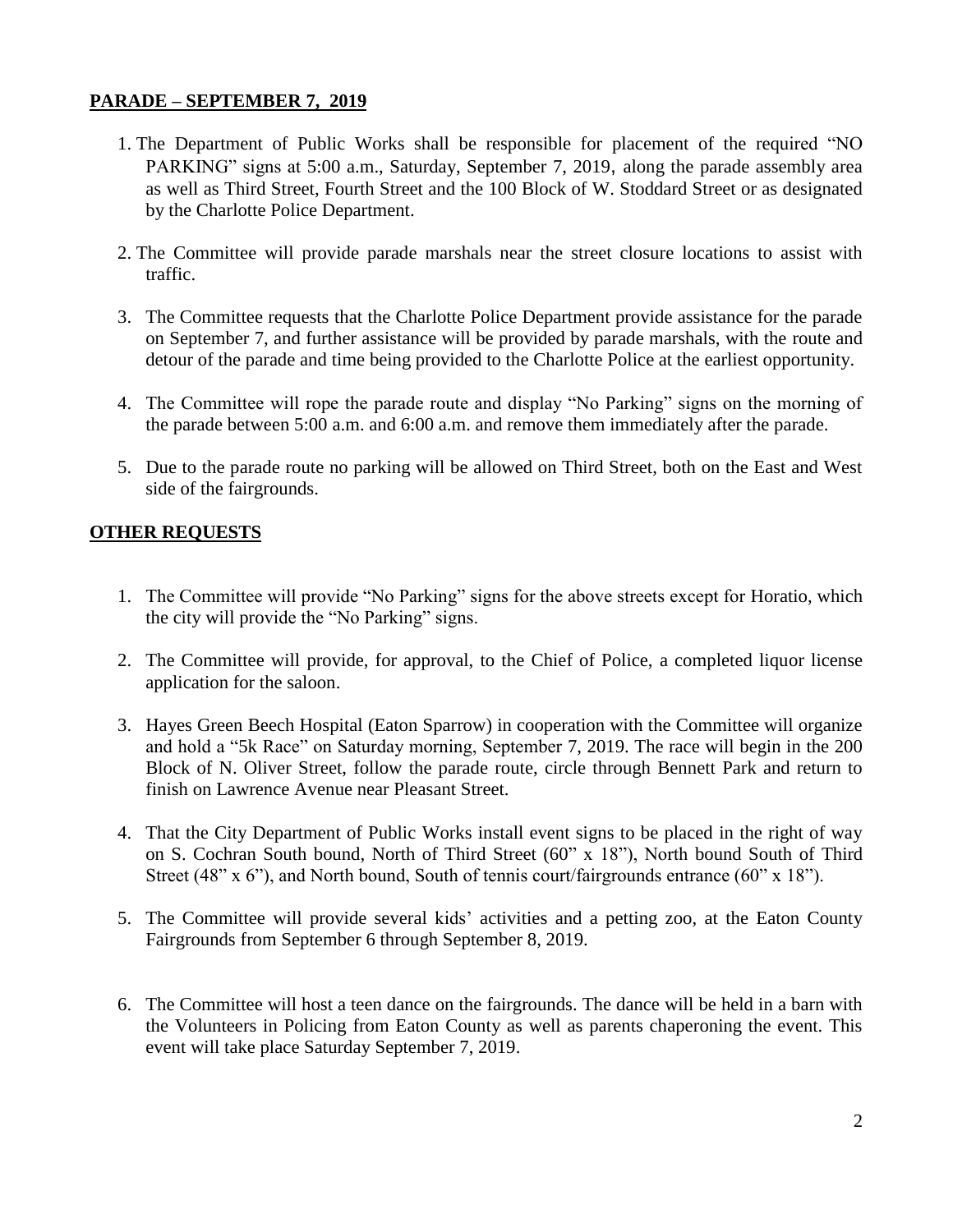**PARADE – SEPTEMBER 7, 2019**

1. The Department of Public Works shall be responsible for placement of the required "NO PARKING" signs at 5:00 a.m., Saturday, September 7, 2019, along the parade assembly area as well as Third Street, Fourth Street and the 100 Block of W. Stoddard Street or as designated by the Charlotte Police Department.

2. The Committee will provide parade marshals near the street closure locations to assist with traffic.

3. The Committee requests that the Charlotte Police Department provide assistance for the parade on September 7, and further assistance will be provided by parade marshals, with the route and detour of the parade and time being provided to the Charlotte Police at the earliest opportunity.

4. The Committee will rope the parade route and display "No Parking" signs on the morning of the parade between 5:00 a.m. and 6:00 a.m. and remove them immediately after the parade.

5. Due to the parade route no parking will be allowed on Third Street, both on the East and West side of the fairgrounds.

**OTHER REQUESTS**

1. The Committee will provide "No Parking" signs for the above streets except for Horatio, which the city will provide the "No Parking" signs.

2. The Committee will provide, for approval, to the Chief of Police, a completed liquor license application for the saloon.

3. Hayes Green Beech Hospital (Eaton Sparrow) in cooperation with the Committee will organize and hold a "5k Race" on Saturday morning, September 7, 2019. The race will begin in the 200 Block of N. Oliver Street, follow the parade route, circle through Bennett Park and return to finish on Lawrence Avenue near Pleasant Street.

4. That the City Department of Public Works install event signs to be placed in the right of way on S. Cochran South bound, North of Third Street (60" x 18"), North bound South of Third Street (48" x 6"), and North bound, South of tennis court/fairgrounds entrance (60" x 18").

5. The Committee will provide several kids' activities and a petting zoo, at the Eaton County Fairgrounds from September 6 through September 8, 2019.

6. The Committee will host a teen dance on the fairgrounds. The dance will be held in a barn with the Volunteers in Policing from Eaton County as well as parents chaperoning the event. This event will take place Saturday September 7, 2019.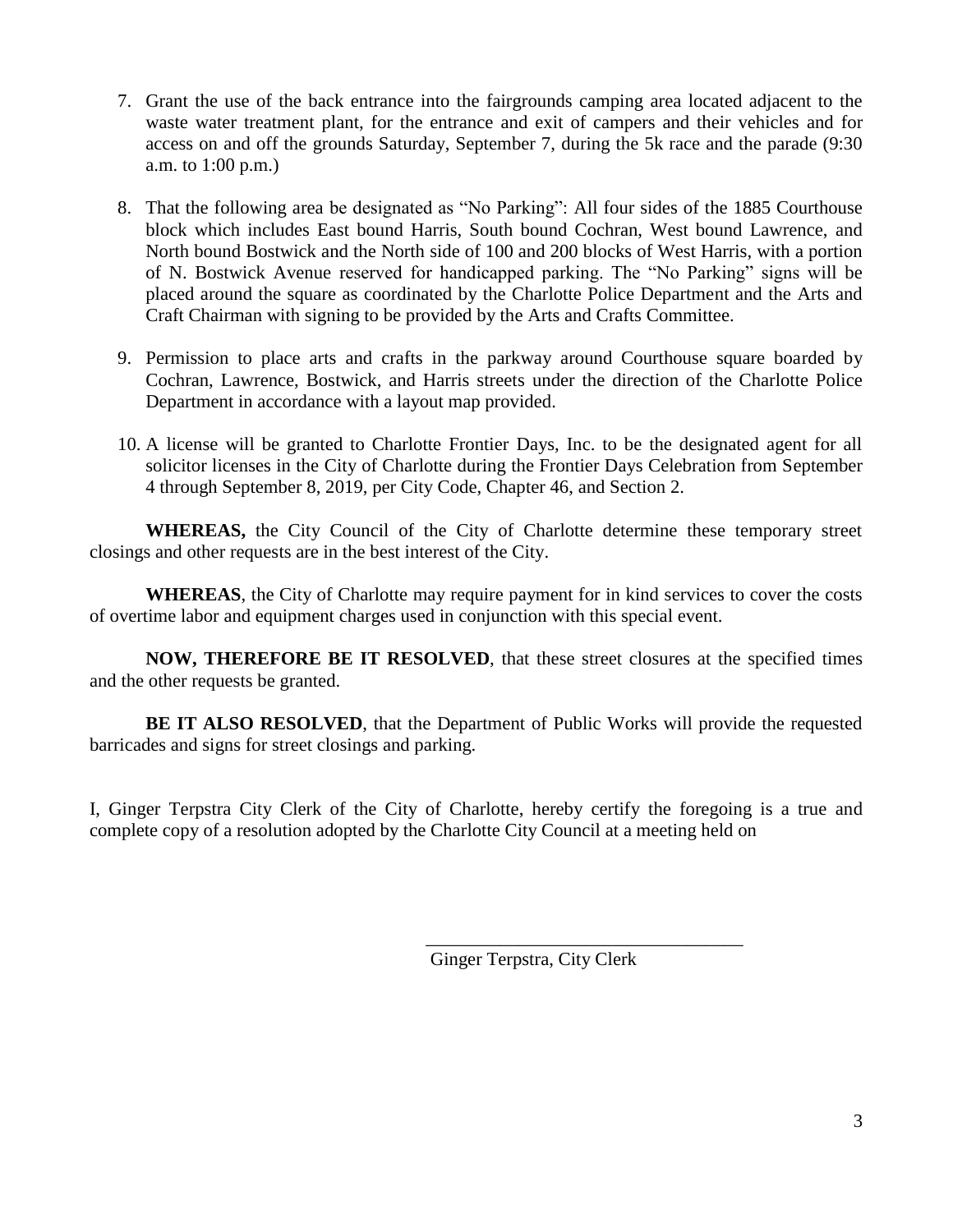7. Grant the use of the back entrance into the fairgrounds camping area located adjacent to the waste water treatment plant, for the entrance and exit of campers and their vehicles and for access on and off the grounds Saturday, September 7, during the 5k race and the parade (9:30 a.m. to 1:00 p.m.)

8. That the following area be designated as "No Parking": All four sides of the 1885 Courthouse block which includes East bound Harris, South bound Cochran, West bound Lawrence, and North bound Bostwick and the North side of 100 and 200 blocks of West Harris, with a portion of N. Bostwick Avenue reserved for handicapped parking. The "No Parking" signs will be placed around the square as coordinated by the Charlotte Police Department and the Arts and Craft Chairman with signing to be provided by the Arts and Crafts Committee.

9. Permission to place arts and crafts in the parkway around Courthouse square boarded by Cochran, Lawrence, Bostwick, and Harris streets under the direction of the Charlotte Police Department in accordance with a layout map provided.

10. A license will be granted to Charlotte Frontier Days, Inc. to be the designated agent for all solicitor licenses in the City of Charlotte during the Frontier Days Celebration from September 4 through September 8, 2019, per City Code, Chapter 46, and Section 2.

**WHEREAS,** the City Council of the City of Charlotte determine these temporary street closings and other requests are in the best interest of the City.

**WHEREAS**, the City of Charlotte may require payment for in kind services to cover the costs of overtime labor and equipment charges used in conjunction with this special event.

**NOW, THEREFORE BE IT RESOLVED**, that these street closures at the specified times and the other requests be granted.

**BE IT ALSO RESOLVED**, that the Department of Public Works will provide the requested barricades and signs for street closings and parking.

I, Ginger Terpstra City Clerk of the City of Charlotte, hereby certify the foregoing is a true and complete copy of a resolution adopted by the Charlotte City Council at a meeting held on

___________________________________

Ginger Terpstra, City Clerk